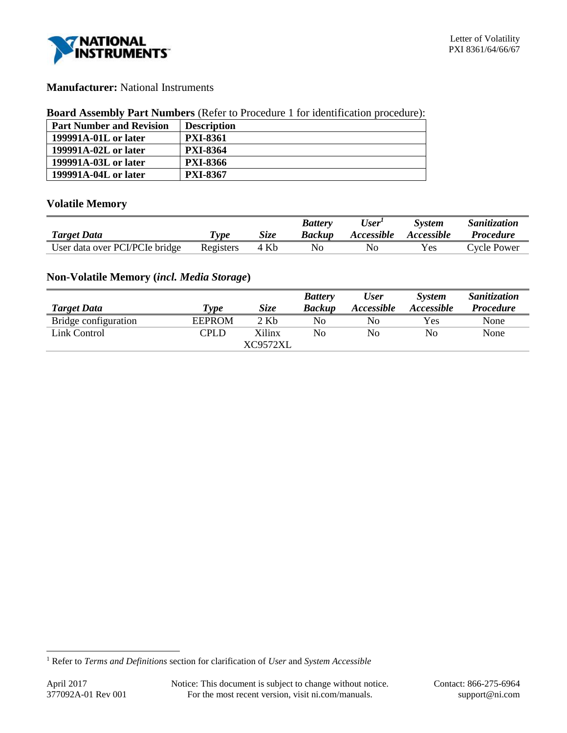Letter of Volatility
PXI 8361/64/66/67

**Manufacturer:** National Instruments

**Board Assembly Part Numbers** (Refer to Procedure 1 for identification procedure):

| Part Number and Revision | Description |
|---|---|
| **199991A-01L or later** | **PXI-8361** |
| **199991A-02L or later** | **PXI-8364** |
| **199991A-03L or later** | **PXI-8366** |
| **199991A-04L or later** | **PXI-8367** |

### Volatile Memory

| *Target Data* | *Type* | *Size* | *Battery Backup* | *User*[1] *Accessible* | *System Accessible* | *Sanitization Procedure* |
|---|---|---|---|---|---|---|
| User data over PCI/PCIe bridge | Registers | 4 Kb | No | No | Yes | Cycle Power |

### Non-Volatile Memory (*incl. Media Storage*)

| *Target Data* | *Type* | *Size* | *Battery Backup* | *User Accessible* | *System Accessible* | *Sanitization Procedure* |
|---|---|---|---|---|---|---|
| Bridge configuration | EEPROM | 2 Kb | No | No | Yes | None |
| Link Control | CPLD | Xilinx XC9572XL | No | No | No | None |

[1] Refer to *Terms and Definitions* section for clarification of *User* and *System Accessible*

April 2017
377092A-01 Rev 001

Notice: This document is subject to change without notice. For the most recent version, visit ni.com/manuals.

Contact: 866-275-6964
support@ni.com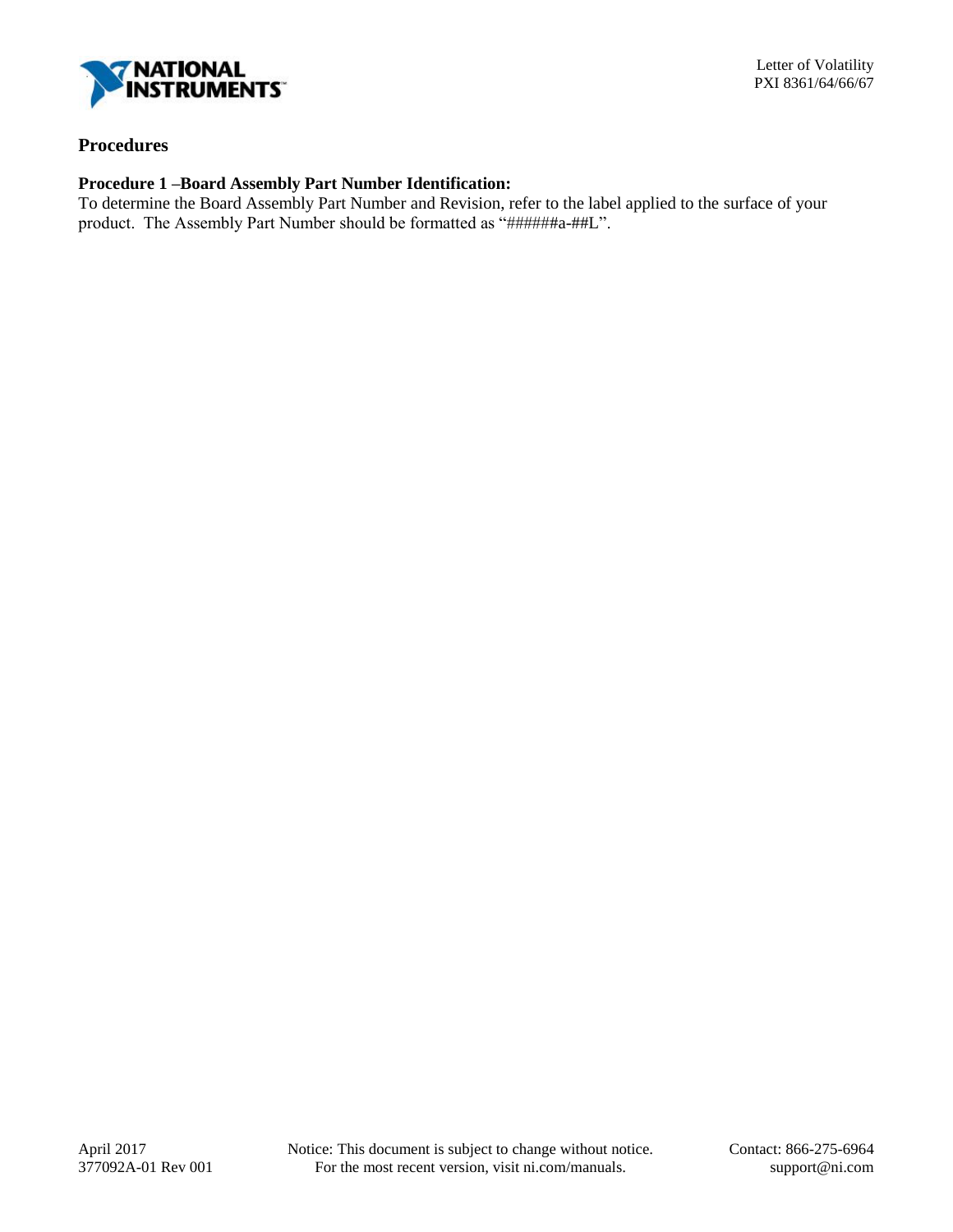## Procedures

### Procedure 1 –Board Assembly Part Number Identification:

To determine the Board Assembly Part Number and Revision, refer to the label applied to the surface of your product. The Assembly Part Number should be formatted as "######a-##L".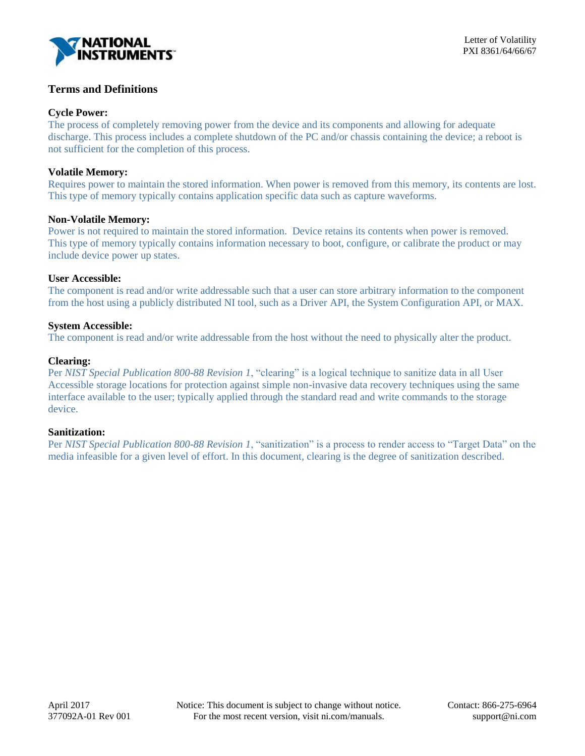## Terms and Definitions

**Cycle Power:**
The process of completely removing power from the device and its components and allowing for adequate discharge. This process includes a complete shutdown of the PC and/or chassis containing the device; a reboot is not sufficient for the completion of this process.

**Volatile Memory:**
Requires power to maintain the stored information. When power is removed from this memory, its contents are lost. This type of memory typically contains application specific data such as capture waveforms.

**Non-Volatile Memory:**
Power is not required to maintain the stored information. Device retains its contents when power is removed. This type of memory typically contains information necessary to boot, configure, or calibrate the product or may include device power up states.

**User Accessible:**
The component is read and/or write addressable such that a user can store arbitrary information to the component from the host using a publicly distributed NI tool, such as a Driver API, the System Configuration API, or MAX.

**System Accessible:**
The component is read and/or write addressable from the host without the need to physically alter the product.

**Clearing:**
Per *NIST Special Publication 800-88 Revision 1*, "clearing" is a logical technique to sanitize data in all User Accessible storage locations for protection against simple non-invasive data recovery techniques using the same interface available to the user; typically applied through the standard read and write commands to the storage device.

**Sanitization:**
Per *NIST Special Publication 800-88 Revision 1*, "sanitization" is a process to render access to "Target Data" on the media infeasible for a given level of effort. In this document, clearing is the degree of sanitization described.